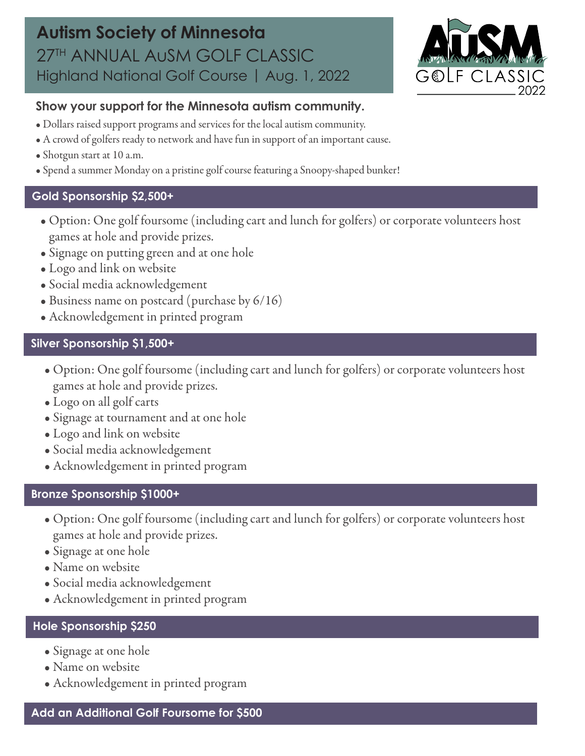# Autism Society of Minnesota

## 27TH ANNUAL AuSM GOLF CLASSIC

Highland National Golf Course | Aug. 1, 2022

AuSM GOLF CLASSIC 2022

### Show your support for the Minnesota autism community.

- Dollars raised support programs and services for the local autism community.
- A crowd of golfers ready to network and have fun in support of an important cause.
- Shotgun start at 10 a.m.
- Spend a summer Monday on a pristine golf course featuring a Snoopy-shaped bunker!

## Gold Sponsorship $2,500+

- Option: One golf foursome (including cart and lunch for golfers) or corporate volunteers host games at hole and provide prizes.
- Signage on putting green and at one hole
- Logo and link on website
- Social media acknowledgement
- Business name on postcard (purchase by 6/16)
- Acknowledgement in printed program

## Silver Sponsorship $1,500+

- Option: One golf foursome (including cart and lunch for golfers) or corporate volunteers host games at hole and provide prizes.
- Logo on all golf carts
- Signage at tournament and at one hole
- Logo and link on website
- Social media acknowledgement
- Acknowledgement in printed program

## Bronze Sponsorship $1000+

- Option: One golf foursome (including cart and lunch for golfers) or corporate volunteers host games at hole and provide prizes.
- Signage at one hole
- Name on website
- Social media acknowledgement
- Acknowledgement in printed program

## Hole Sponsorship $250

- Signage at one hole
- Name on website
- Acknowledgement in printed program

## Add an Additional Golf Foursome for $500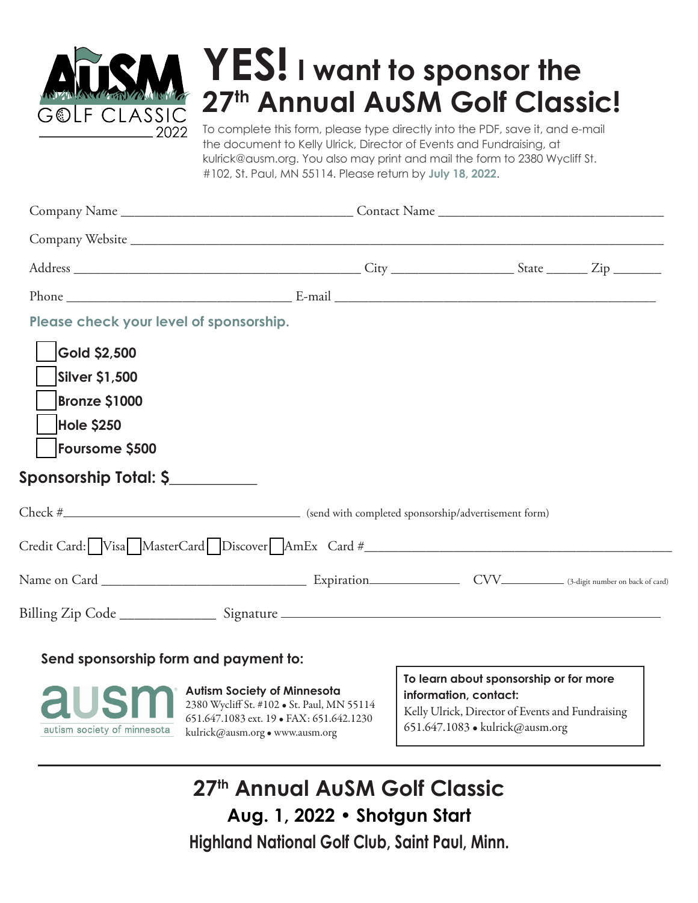AuSM GOLF CLASSIC 2022

# YES! I want to sponsor the 27th Annual AuSM Golf Classic!

To complete this form, please type directly into the PDF, save it, and e-mail the document to Kelly Ulrick, Director of Events and Fundraising, at kulrick@ausm.org. You also may print and mail the form to 2380 Wycliff St. #102, St. Paul, MN 55114. Please return by **July 18, 2022**.

Company Name ______________________ Contact Name ______________________

Company Website ______________________________________________

Address __________________________ City ______________ State _____ Zip _____

Phone ______________________ E-mail ______________________________

**Please check your level of sponsorship.**

- ☐ **Gold $2,500**
- ☐ **Silver $1,500**
- ☐ **Bronze $1000**
- ☐ **Hole $250**
- ☐ **Foursome $500**

**Sponsorship Total: $__________**

Check #______________________ (send with completed sponsorship/advertisement form)

Credit Card: ☐ Visa ☐ MasterCard ☐ Discover ☐ AmEx Card #______________________

Name on Card ____________________ Expiration__________ CVV________ (3-digit number on back of card)

Billing Zip Code __________ Signature ______________________________

**Send sponsorship form and payment to:**

ausm autism society of minnesota

**Autism Society of Minnesota**
2380 Wycliff St. #102 • St. Paul, MN 55114
651.647.1083 ext. 19 • FAX: 651.642.1230
kulrick@ausm.org • www.ausm.org

**To learn about sponsorship or for more information, contact:**
Kelly Ulrick, Director of Events and Fundraising
651.647.1083 • kulrick@ausm.org

## 27th Annual AuSM Golf Classic

### Aug. 1, 2022 • Shotgun Start

### Highland National Golf Club, Saint Paul, Minn.